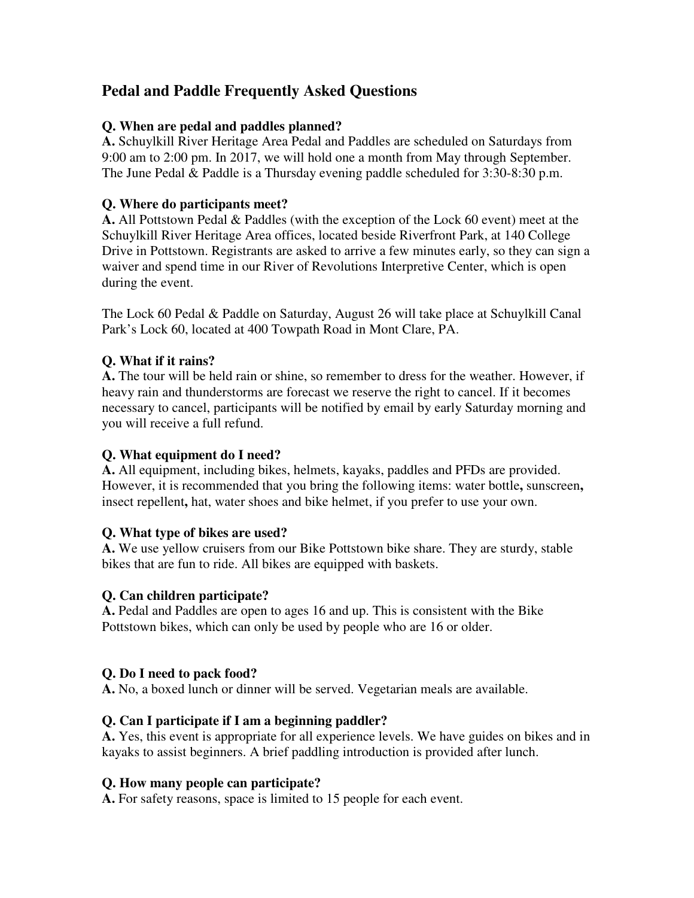# Pedal and Paddle Frequently Asked Questions

**Q. When are pedal and paddles planned?**
**A.** Schuylkill River Heritage Area Pedal and Paddles are scheduled on Saturdays from 9:00 am to 2:00 pm. In 2017, we will hold one a month from May through September. The June Pedal & Paddle is a Thursday evening paddle scheduled for 3:30-8:30 p.m.

**Q. Where do participants meet?**
**A.** All Pottstown Pedal & Paddles (with the exception of the Lock 60 event) meet at the Schuylkill River Heritage Area offices, located beside Riverfront Park, at 140 College Drive in Pottstown. Registrants are asked to arrive a few minutes early, so they can sign a waiver and spend time in our River of Revolutions Interpretive Center, which is open during the event.

The Lock 60 Pedal & Paddle on Saturday, August 26 will take place at Schuylkill Canal Park's Lock 60, located at 400 Towpath Road in Mont Clare, PA.

**Q. What if it rains?**
**A.** The tour will be held rain or shine, so remember to dress for the weather. However, if heavy rain and thunderstorms are forecast we reserve the right to cancel. If it becomes necessary to cancel, participants will be notified by email by early Saturday morning and you will receive a full refund.

**Q. What equipment do I need?**
**A.** All equipment, including bikes, helmets, kayaks, paddles and PFDs are provided. However, it is recommended that you bring the following items: water bottle**,** sunscreen**,** insect repellent**,** hat, water shoes and bike helmet, if you prefer to use your own.

**Q. What type of bikes are used?**
**A.** We use yellow cruisers from our Bike Pottstown bike share. They are sturdy, stable bikes that are fun to ride. All bikes are equipped with baskets.

**Q. Can children participate?**
**A.** Pedal and Paddles are open to ages 16 and up. This is consistent with the Bike Pottstown bikes, which can only be used by people who are 16 or older.

**Q. Do I need to pack food?**
**A.** No, a boxed lunch or dinner will be served. Vegetarian meals are available.

**Q. Can I participate if I am a beginning paddler?**
**A.** Yes, this event is appropriate for all experience levels. We have guides on bikes and in kayaks to assist beginners. A brief paddling introduction is provided after lunch.

**Q. How many people can participate?**
**A.** For safety reasons, space is limited to 15 people for each event.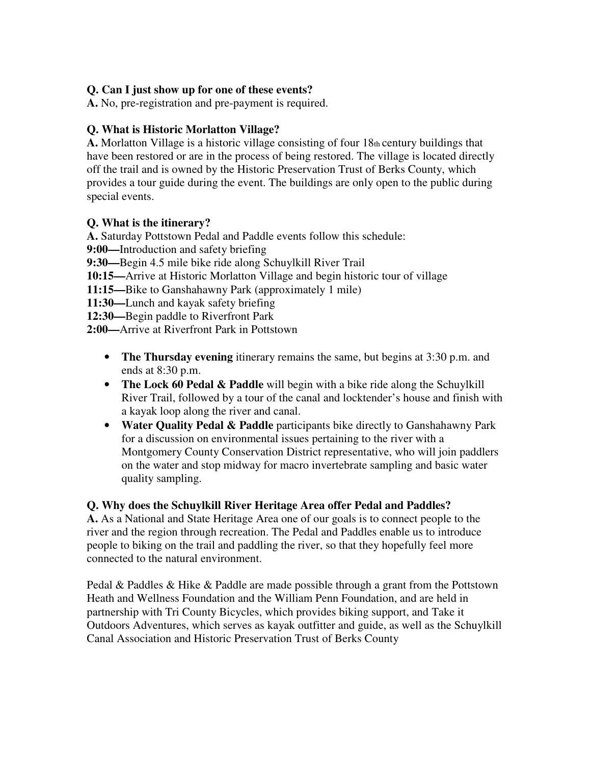**Q. Can I just show up for one of these events?**
**A.** No, pre-registration and pre-payment is required.

**Q. What is Historic Morlatton Village?**
**A.** Morlatton Village is a historic village consisting of four 18th century buildings that have been restored or are in the process of being restored. The village is located directly off the trail and is owned by the Historic Preservation Trust of Berks County, which provides a tour guide during the event. The buildings are only open to the public during special events.

**Q. What is the itinerary?**
**A.** Saturday Pottstown Pedal and Paddle events follow this schedule:
**9:00—**Introduction and safety briefing
**9:30—**Begin 4.5 mile bike ride along Schuylkill River Trail
**10:15—**Arrive at Historic Morlatton Village and begin historic tour of village
**11:15—**Bike to Ganshahawny Park (approximately 1 mile)
**11:30—**Lunch and kayak safety briefing
**12:30—**Begin paddle to Riverfront Park
**2:00—**Arrive at Riverfront Park in Pottstown

- **The Thursday evening** itinerary remains the same, but begins at 3:30 p.m. and ends at 8:30 p.m.
- **The Lock 60 Pedal & Paddle** will begin with a bike ride along the Schuylkill River Trail, followed by a tour of the canal and locktender's house and finish with a kayak loop along the river and canal.
- **Water Quality Pedal & Paddle** participants bike directly to Ganshahawny Park for a discussion on environmental issues pertaining to the river with a Montgomery County Conservation District representative, who will join paddlers on the water and stop midway for macro invertebrate sampling and basic water quality sampling.

**Q. Why does the Schuylkill River Heritage Area offer Pedal and Paddles?**
**A.** As a National and State Heritage Area one of our goals is to connect people to the river and the region through recreation. The Pedal and Paddles enable us to introduce people to biking on the trail and paddling the river, so that they hopefully feel more connected to the natural environment.

Pedal & Paddles & Hike & Paddle are made possible through a grant from the Pottstown Heath and Wellness Foundation and the William Penn Foundation, and are held in partnership with Tri County Bicycles, which provides biking support, and Take it Outdoors Adventures, which serves as kayak outfitter and guide, as well as the Schuylkill Canal Association and Historic Preservation Trust of Berks County